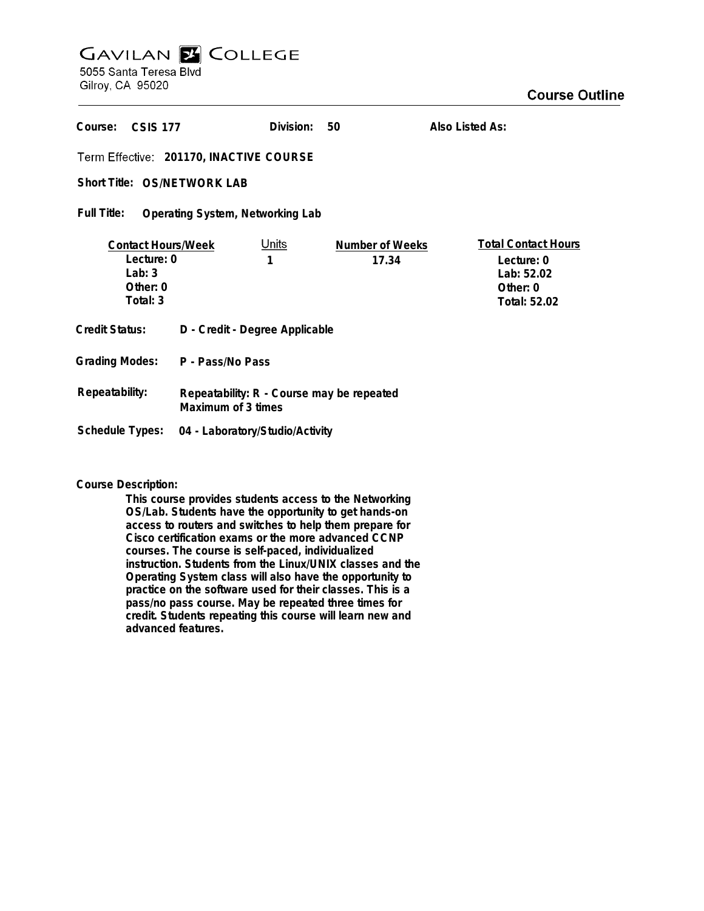# Gavilan College

5055 Santa Teresa Blvd
Gilroy, CA 95020

## Course Outline

**Course:** CSIS 177 **Division:** 50 **Also Listed As:**

**Term Effective:** 201170, INACTIVE COURSE

**Short Title:** OS/NETWORK LAB

**Full Title:** Operating System, Networking Lab

| Contact Hours/Week | Units | Number of Weeks | Total Contact Hours |
|---|---|---|---|
| Lecture: 0 | 1 | 17.34 | Lecture: 0 |
| Lab: 3 | | | Lab: 52.02 |
| Other: 0 | | | Other: 0 |
| Total: 3 | | | Total: 52.02 |

**Credit Status:** D - Credit - Degree Applicable

**Grading Modes:** P - Pass/No Pass

**Repeatability:** Repeatability: R - Course may be repeated Maximum of 3 times

**Schedule Types:** 04 - Laboratory/Studio/Activity

**Course Description:**

This course provides students access to the Networking OS/Lab. Students have the opportunity to get hands-on access to routers and switches to help them prepare for Cisco certification exams or the more advanced CCNP courses. The course is self-paced, individualized instruction. Students from the Linux/UNIX classes and the Operating System class will also have the opportunity to practice on the software used for their classes. This is a pass/no pass course. May be repeated three times for credit. Students repeating this course will learn new and advanced features.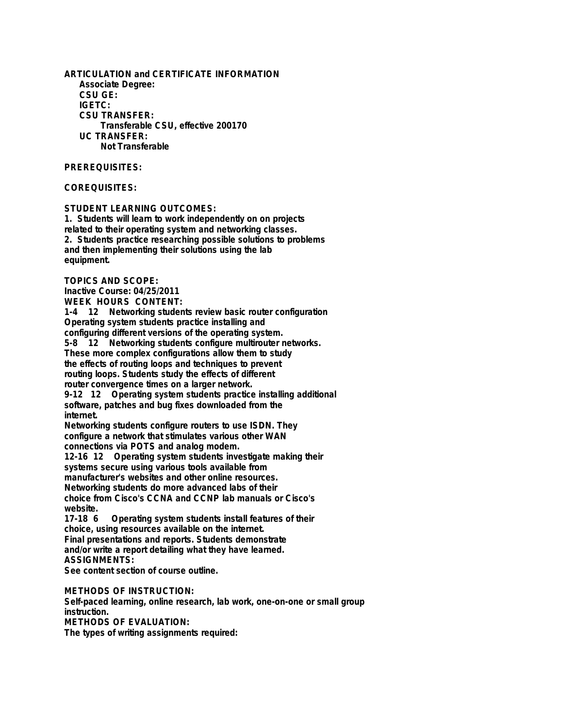**ARTICULATION and CERTIFICATE INFORMATION**

**Associate Degree:**

**CSU GE:**

**IGETC:**

**CSU TRANSFER:**

Transferable CSU, effective 200170

**UC TRANSFER:**

Not Transferable

**PREREQUISITES:**

**COREQUISITES:**

**STUDENT LEARNING OUTCOMES:**

1. Students will learn to work independently on on projects related to their operating system and networking classes.
2. Students practice researching possible solutions to problems and then implementing their solutions using the lab equipment.

**TOPICS AND SCOPE:**

Inactive Course: 04/25/2011

**WEEK HOURS CONTENT:**

1-4 12 Networking students review basic router configuration
Operating system students practice installing and configuring different versions of the operating system.

5-8 12 Networking students configure multirouter networks. These more complex configurations allow them to study the effects of routing loops and techniques to prevent routing loops. Students study the effects of different router convergence times on a larger network.

9-12 12 Operating system students practice installing additional software, patches and bug fixes downloaded from the internet.
Networking students configure routers to use ISDN. They configure a network that stimulates various other WAN connections via POTS and analog modem.

12-16 12 Operating system students investigate making their systems secure using various tools available from manufacturer's websites and other online resources.
Networking students do more advanced labs of their choice from Cisco's CCNA and CCNP lab manuals or Cisco's website.

17-18 6 Operating system students install features of their choice, using resources available on the internet.
Final presentations and reports. Students demonstrate and/or write a report detailing what they have learned.

**ASSIGNMENTS:**

See content section of course outline.

**METHODS OF INSTRUCTION:**

Self-paced learning, online research, lab work, one-on-one or small group instruction.

**METHODS OF EVALUATION:**

The types of writing assignments required: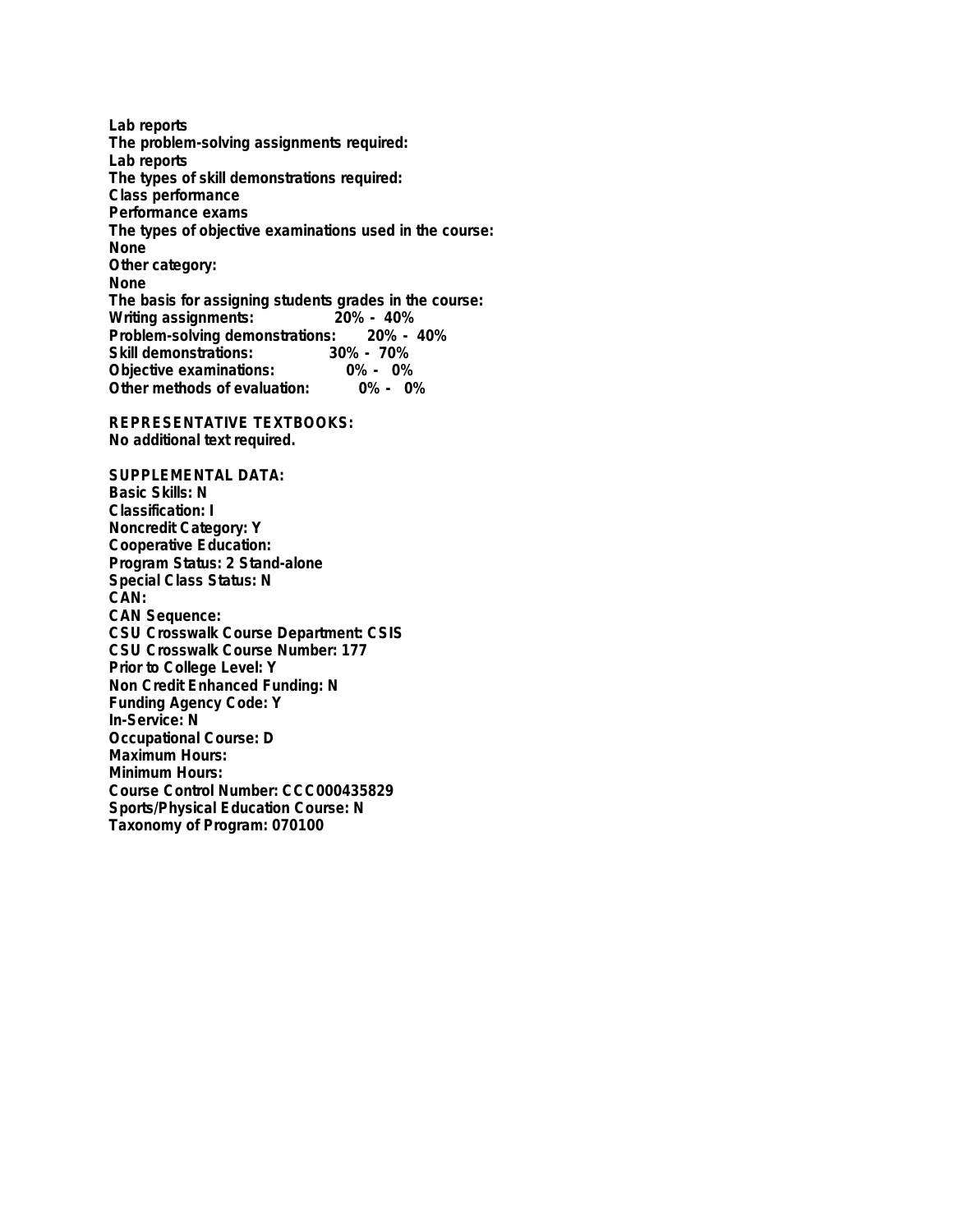**Lab reports**
**The problem-solving assignments required:**
**Lab reports**
**The types of skill demonstrations required:**
**Class performance**
**Performance exams**
**The types of objective examinations used in the course:**
**None**
**Other category:**
**None**
**The basis for assigning students grades in the course:**
**Writing assignments: 20% - 40%**
**Problem-solving demonstrations: 20% - 40%**
**Skill demonstrations: 30% - 70%**
**Objective examinations: 0% - 0%**
**Other methods of evaluation: 0% - 0%**

**REPRESENTATIVE TEXTBOOKS:**
**No additional text required.**

**SUPPLEMENTAL DATA:**
**Basic Skills: N**
**Classification: I**
**Noncredit Category: Y**
**Cooperative Education:**
**Program Status: 2 Stand-alone**
**Special Class Status: N**
**CAN:**
**CAN Sequence:**
**CSU Crosswalk Course Department: CSIS**
**CSU Crosswalk Course Number: 177**
**Prior to College Level: Y**
**Non Credit Enhanced Funding: N**
**Funding Agency Code: Y**
**In-Service: N**
**Occupational Course: D**
**Maximum Hours:**
**Minimum Hours:**
**Course Control Number: CCC000435829**
**Sports/Physical Education Course: N**
**Taxonomy of Program: 070100**